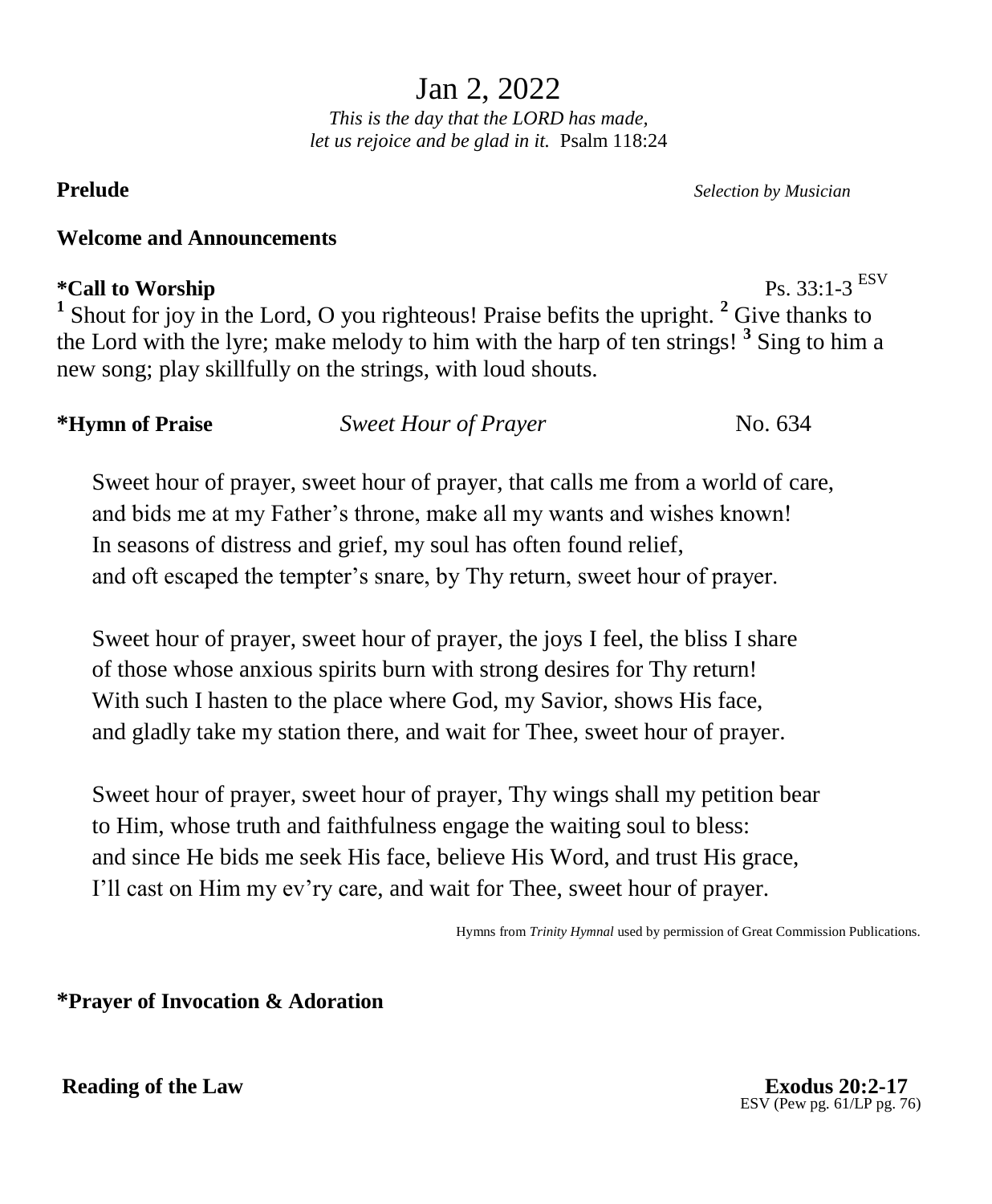# Jan 2, 2022

*This is the day that the LORD has made,*
*let us rejoice and be glad in it.* Psalm 118:24

**Prelude** *Selection by Musician*

**Welcome and Announcements**

**\*Call to Worship** Ps. 33:1-3 ESV

1 Shout for joy in the Lord, O you righteous! Praise befits the upright. 2 Give thanks to the Lord with the lyre; make melody to him with the harp of ten strings! 3 Sing to him a new song; play skillfully on the strings, with loud shouts.

**\*Hymn of Praise** *Sweet Hour of Prayer* No. 634

Sweet hour of prayer, sweet hour of prayer, that calls me from a world of care,
and bids me at my Father's throne, make all my wants and wishes known!
In seasons of distress and grief, my soul has often found relief,
and oft escaped the tempter's snare, by Thy return, sweet hour of prayer.

Sweet hour of prayer, sweet hour of prayer, the joys I feel, the bliss I share
of those whose anxious spirits burn with strong desires for Thy return!
With such I hasten to the place where God, my Savior, shows His face,
and gladly take my station there, and wait for Thee, sweet hour of prayer.

Sweet hour of prayer, sweet hour of prayer, Thy wings shall my petition bear
to Him, whose truth and faithfulness engage the waiting soul to bless:
and since He bids me seek His face, believe His Word, and trust His grace,
I'll cast on Him my ev'ry care, and wait for Thee, sweet hour of prayer.

Hymns from *Trinity Hymnal* used by permission of Great Commission Publications.

**\*Prayer of Invocation & Adoration**

**Reading of the Law** **Exodus 20:2-17**
ESV (Pew pg. 61/LP pg. 76)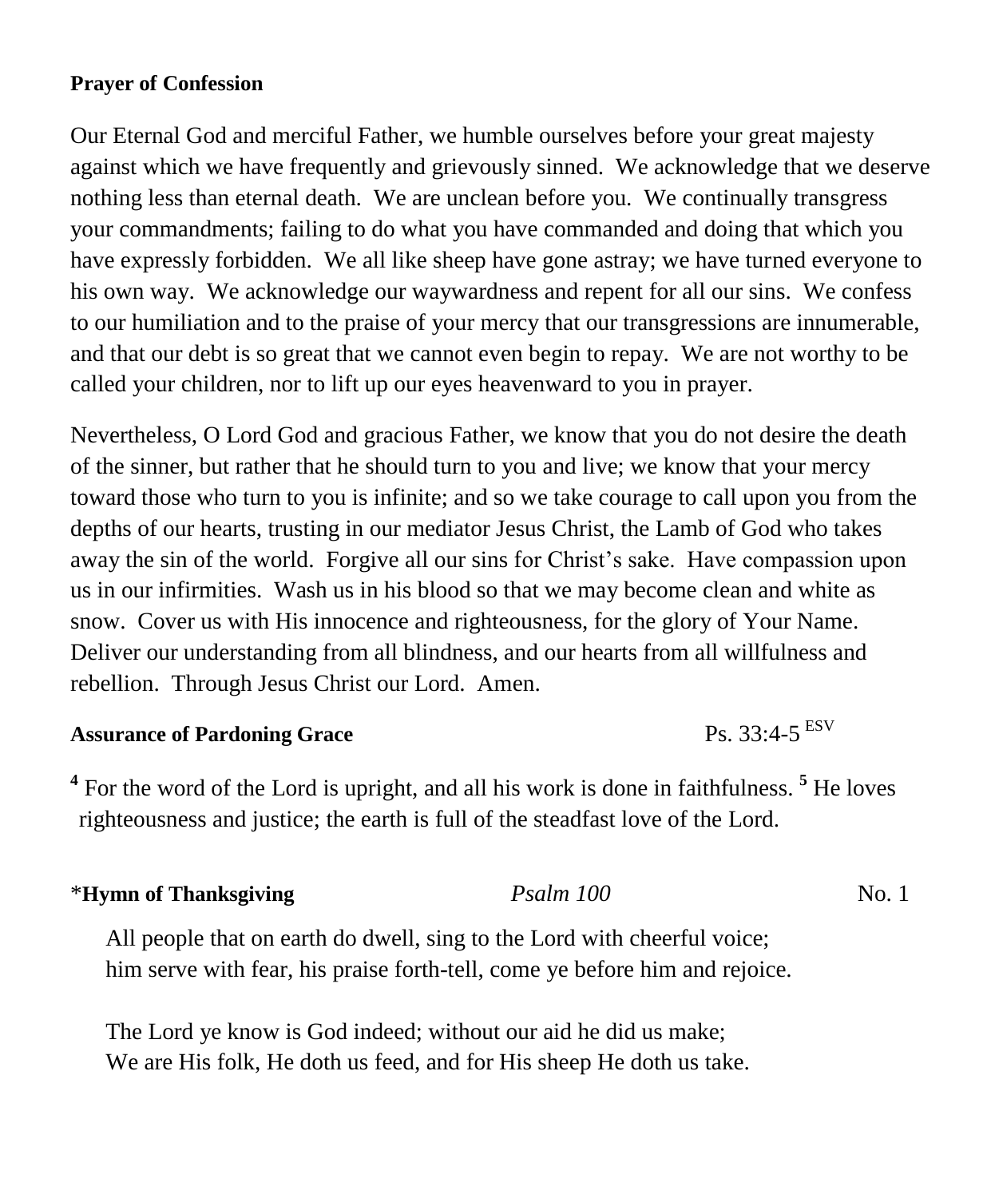**Prayer of Confession**

Our Eternal God and merciful Father, we humble ourselves before your great majesty against which we have frequently and grievously sinned. We acknowledge that we deserve nothing less than eternal death. We are unclean before you. We continually transgress your commandments; failing to do what you have commanded and doing that which you have expressly forbidden. We all like sheep have gone astray; we have turned everyone to his own way. We acknowledge our waywardness and repent for all our sins. We confess to our humiliation and to the praise of your mercy that our transgressions are innumerable, and that our debt is so great that we cannot even begin to repay. We are not worthy to be called your children, nor to lift up our eyes heavenward to you in prayer.

Nevertheless, O Lord God and gracious Father, we know that you do not desire the death of the sinner, but rather that he should turn to you and live; we know that your mercy toward those who turn to you is infinite; and so we take courage to call upon you from the depths of our hearts, trusting in our mediator Jesus Christ, the Lamb of God who takes away the sin of the world. Forgive all our sins for Christ's sake. Have compassion upon us in our infirmities. Wash us in his blood so that we may become clean and white as snow. Cover us with His innocence and righteousness, for the glory of Your Name. Deliver our understanding from all blindness, and our hearts from all willfulness and rebellion. Through Jesus Christ our Lord. Amen.

**Assurance of Pardoning Grace** Ps. 33:4-5 [ESV]

**4** For the word of the Lord is upright, and all his work is done in faithfulness. **5** He loves righteousness and justice; the earth is full of the steadfast love of the Lord.

\***Hymn of Thanksgiving** *Psalm 100* No. 1

All people that on earth do dwell, sing to the Lord with cheerful voice;
him serve with fear, his praise forth-tell, come ye before him and rejoice.

The Lord ye know is God indeed; without our aid he did us make;
We are His folk, He doth us feed, and for His sheep He doth us take.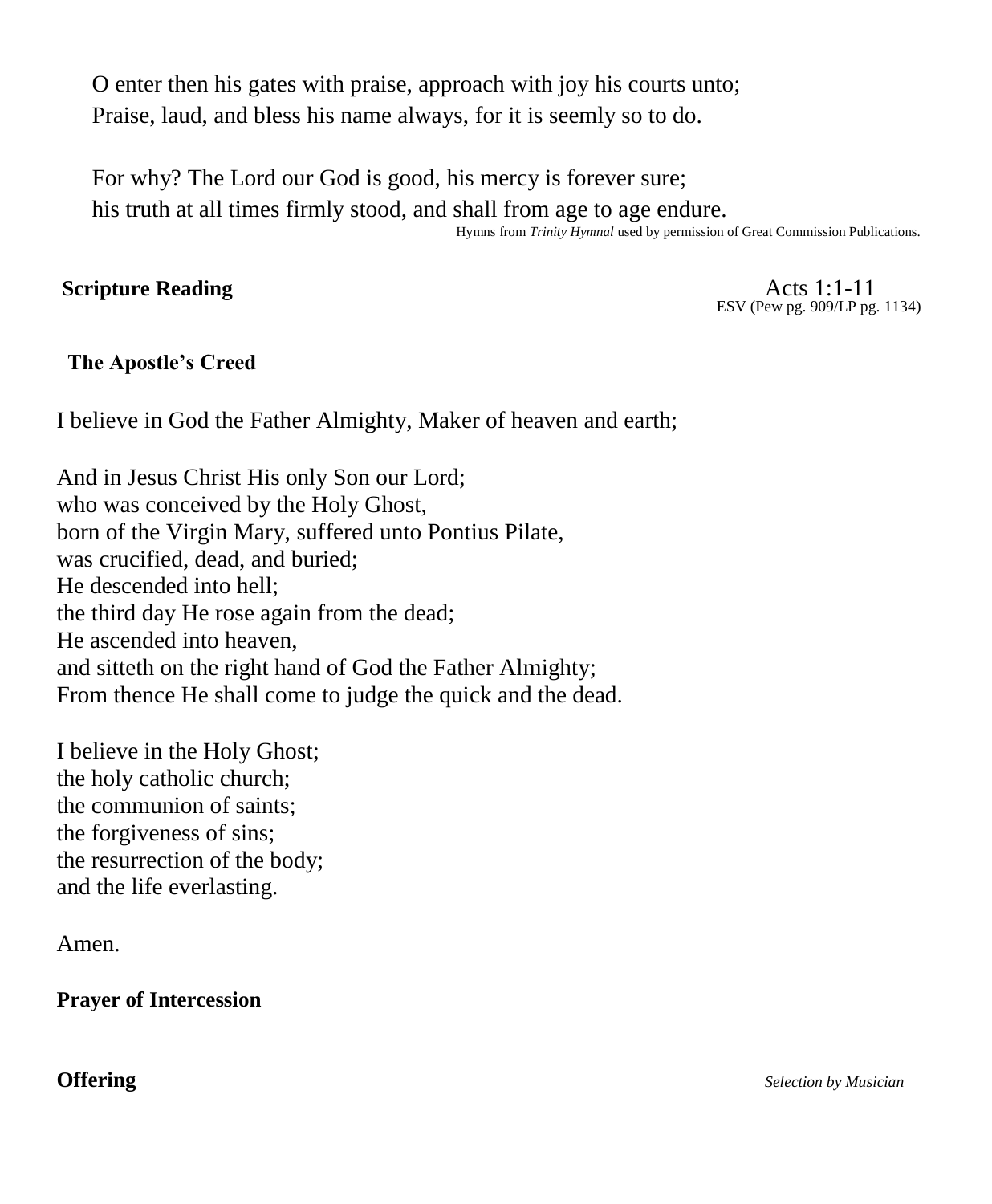O enter then his gates with praise, approach with joy his courts unto;
Praise, laud, and bless his name always, for it is seemly so to do.

For why? The Lord our God is good, his mercy is forever sure;
his truth at all times firmly stood, and shall from age to age endure.

Hymns from *Trinity Hymnal* used by permission of Great Commission Publications.

**Scripture Reading** Acts 1:1-11
ESV (Pew pg. 909/LP pg. 1134)

**The Apostle's Creed**

I believe in God the Father Almighty, Maker of heaven and earth;

And in Jesus Christ His only Son our Lord;
who was conceived by the Holy Ghost,
born of the Virgin Mary, suffered unto Pontius Pilate,
was crucified, dead, and buried;
He descended into hell;
the third day He rose again from the dead;
He ascended into heaven,
and sitteth on the right hand of God the Father Almighty;
From thence He shall come to judge the quick and the dead.

I believe in the Holy Ghost;
the holy catholic church;
the communion of saints;
the forgiveness of sins;
the resurrection of the body;
and the life everlasting.

Amen.

**Prayer of Intercession**

**Offering** *Selection by Musician*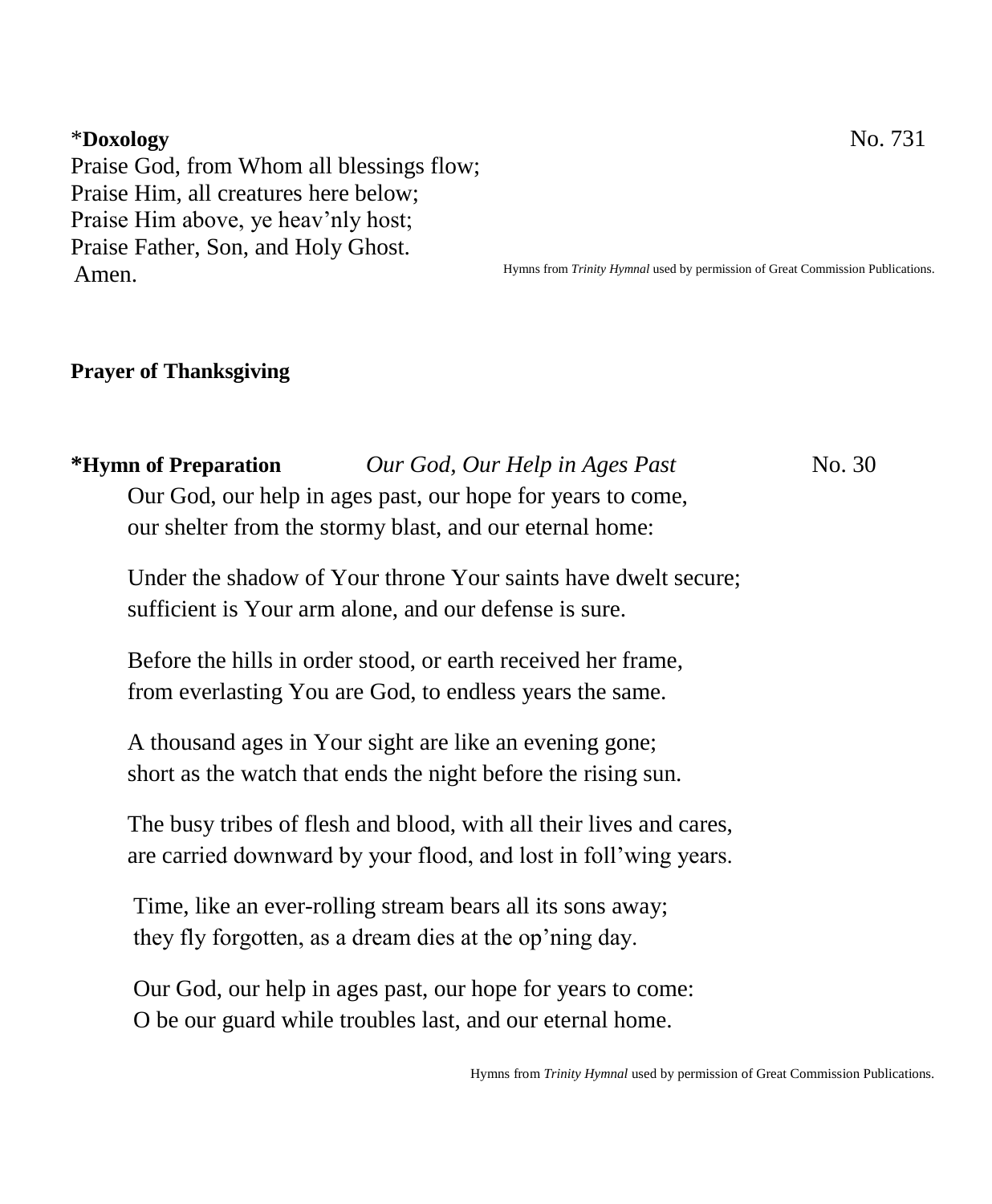\***Doxology** No. 731

Praise God, from Whom all blessings flow;
Praise Him, all creatures here below;
Praise Him above, ye heav'nly host;
Praise Father, Son, and Holy Ghost.
Amen.

Hymns from *Trinity Hymnal* used by permission of Great Commission Publications.

**Prayer of Thanksgiving**

**\*Hymn of Preparation** *Our God, Our Help in Ages Past* No. 30

Our God, our help in ages past, our hope for years to come,
our shelter from the stormy blast, and our eternal home:

Under the shadow of Your throne Your saints have dwelt secure;
sufficient is Your arm alone, and our defense is sure.

Before the hills in order stood, or earth received her frame,
from everlasting You are God, to endless years the same.

A thousand ages in Your sight are like an evening gone;
short as the watch that ends the night before the rising sun.

The busy tribes of flesh and blood, with all their lives and cares,
are carried downward by your flood, and lost in foll'wing years.

Time, like an ever-rolling stream bears all its sons away;
they fly forgotten, as a dream dies at the op'ning day.

Our God, our help in ages past, our hope for years to come:
O be our guard while troubles last, and our eternal home.

Hymns from *Trinity Hymnal* used by permission of Great Commission Publications.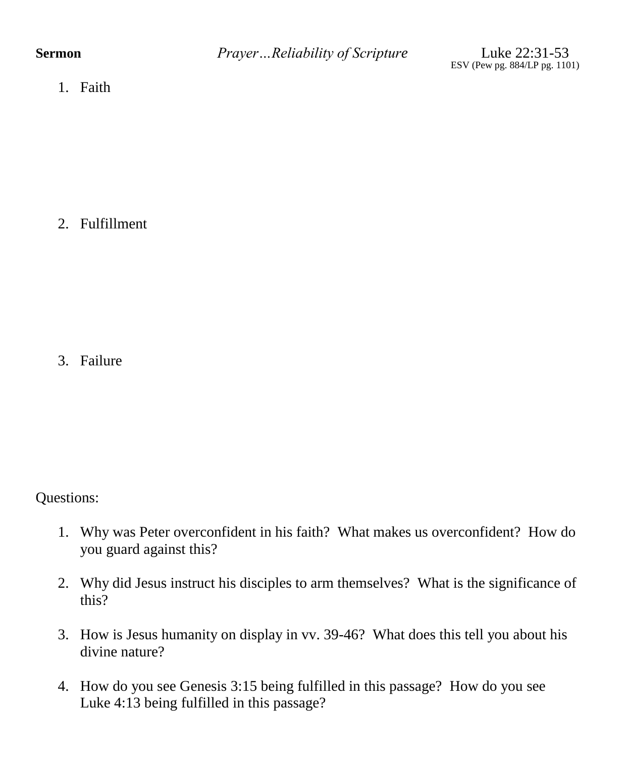**Sermon** *Prayer…Reliability of Scripture* Luke 22:31-53
ESV (Pew pg. 884/LP pg. 1101)

1. Faith

2. Fulfillment

3. Failure

Questions:

1. Why was Peter overconfident in his faith? What makes us overconfident? How do you guard against this?

2. Why did Jesus instruct his disciples to arm themselves? What is the significance of this?

3. How is Jesus humanity on display in vv. 39-46? What does this tell you about his divine nature?

4. How do you see Genesis 3:15 being fulfilled in this passage? How do you see Luke 4:13 being fulfilled in this passage?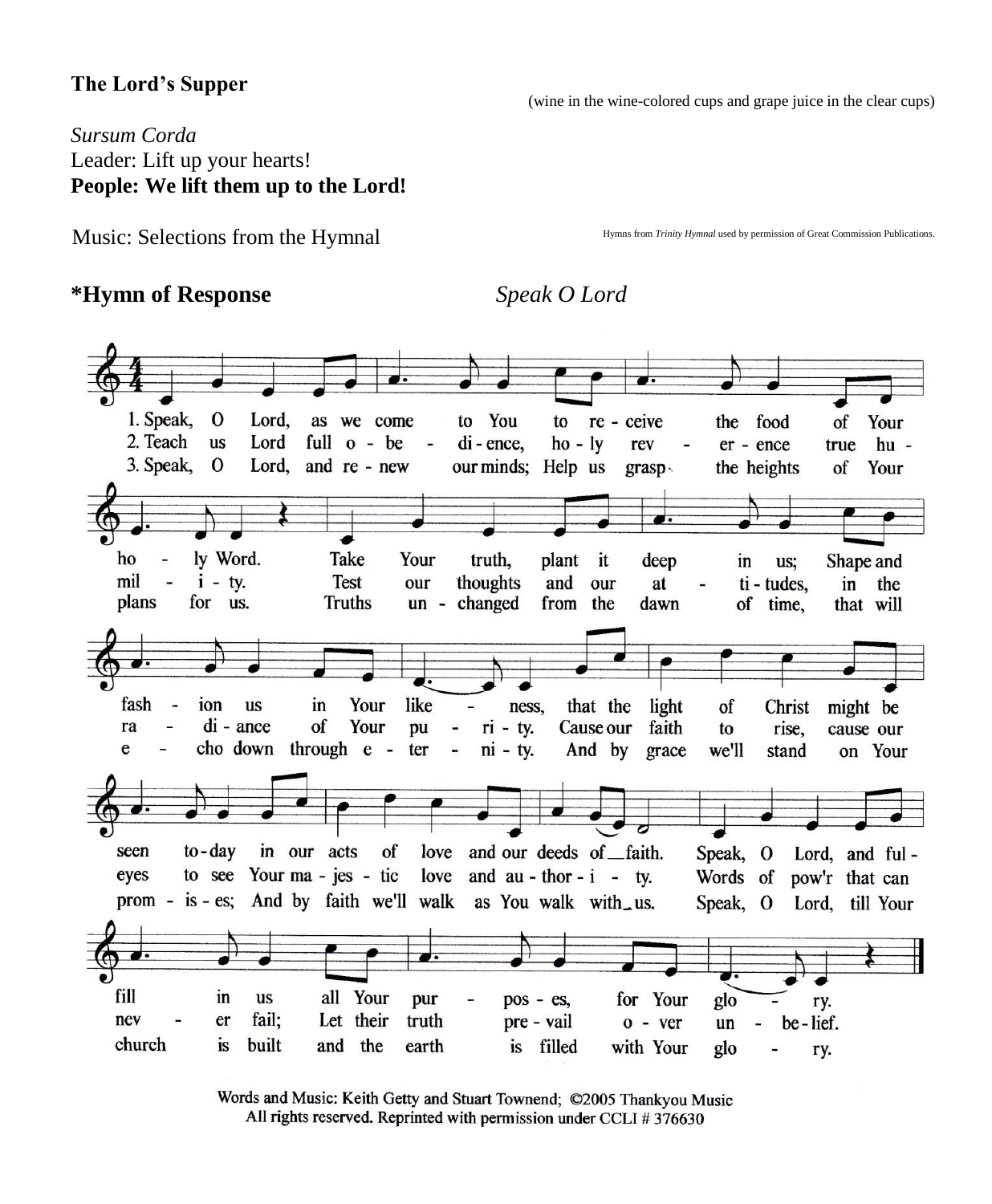**The Lord's Supper**

(wine in the wine-colored cups and grape juice in the clear cups)

*Sursum Corda*
Leader: Lift up your hearts!
**People: We lift them up to the Lord!**

Music: Selections from the Hymnal

Hymns from *Trinity Hymnal* used by permission of Great Commission Publications.

**\*Hymn of Response** *Speak O Lord*

1. Speak, O Lord, as we come to You to receive the food of Your holy Word. Take Your truth, plant it deep in us; Shape and fashion us in Your likeness, that the light of Christ might be seen today in our acts of love and our deeds of faith. Speak, O Lord, and fulfill in us all Your purposes, for Your glory.

2. Teach us Lord full obedience, holy reverence true humility. Test our thoughts and our attitudes, in the radiance of Your purity. Cause our faith to rise, cause our eyes to see Your majestic love and authority. Words of pow'r that can never fail; Let their truth prevail over unbelief.

3. Speak, O Lord, and renew our minds; Help us grasp the heights of Your plans for us. Truths unchanged from the dawn of time, that will echo down through eternity. And by grace we'll stand on Your promises; And by faith we'll walk as You walk with us. Speak, O Lord, till Your church is built and the earth is filled with Your glory.

Words and Music: Keith Getty and Stuart Townend; ©2005 Thankyou Music
All rights reserved. Reprinted with permission under CCLI # 376630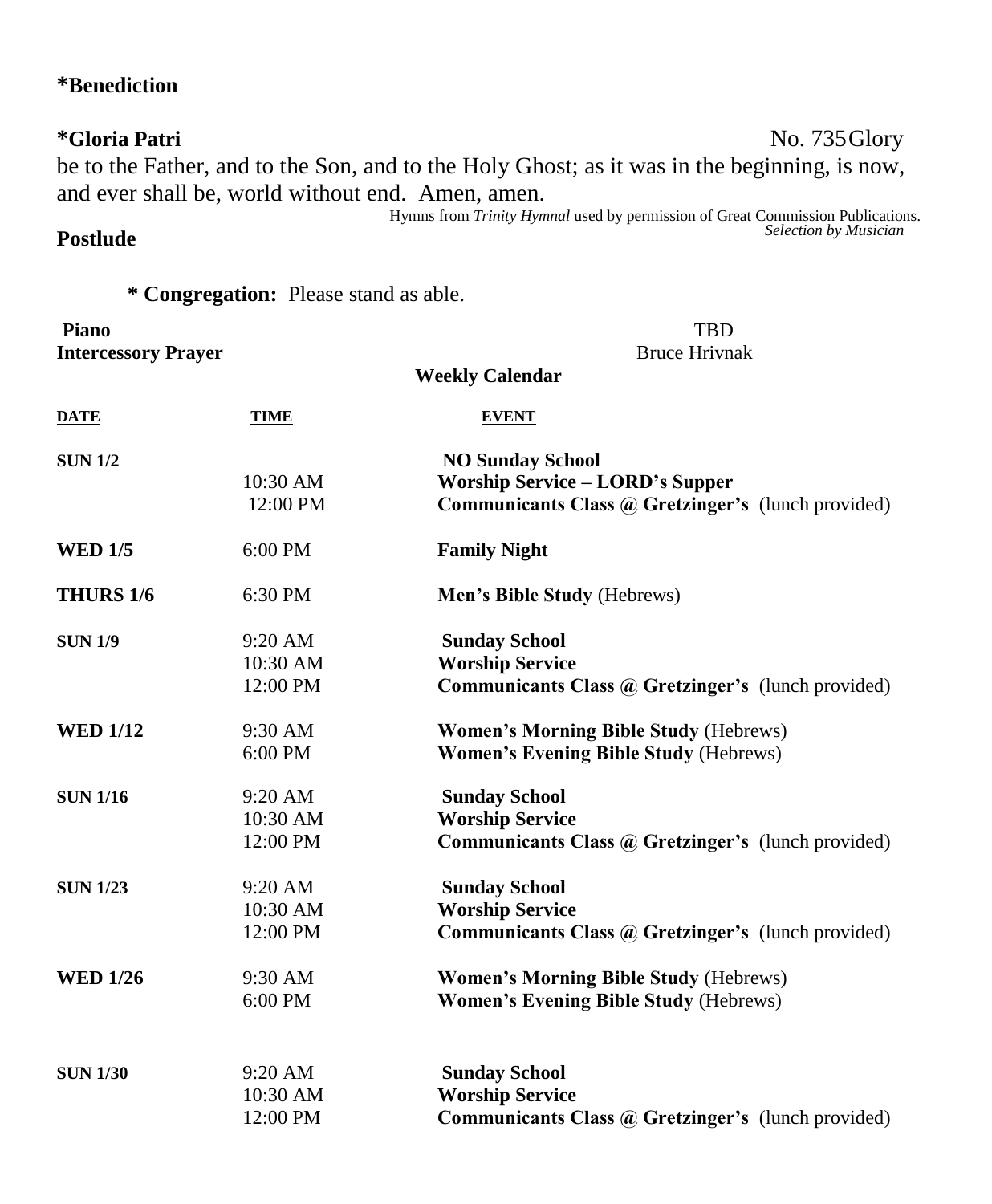**\*Benediction**

**\*Gloria Patri** No. 735

Glory be to the Father, and to the Son, and to the Holy Ghost; as it was in the beginning, is now, and ever shall be, world without end. Amen, amen.

Hymns from *Trinity Hymnal* used by permission of Great Commission Publications.

**Postlude** *Selection by Musician*

**\* Congregation:** Please stand as able.

**Piano** TBD

**Intercessory Prayer** Bruce Hrivnak

**Weekly Calendar**

| DATE | TIME | EVENT |
|---|---|---|
| **SUN 1/2** | | **NO Sunday School** |
| | 10:30 AM | **Worship Service – LORD's Supper** |
| | 12:00 PM | **Communicants Class @ Gretzinger's** (lunch provided) |
| **WED 1/5** | 6:00 PM | **Family Night** |
| **THURS 1/6** | 6:30 PM | **Men's Bible Study** (Hebrews) |
| **SUN 1/9** | 9:20 AM | **Sunday School** |
| | 10:30 AM | **Worship Service** |
| | 12:00 PM | **Communicants Class @ Gretzinger's** (lunch provided) |
| **WED 1/12** | 9:30 AM | **Women's Morning Bible Study** (Hebrews) |
| | 6:00 PM | **Women's Evening Bible Study** (Hebrews) |
| **SUN 1/16** | 9:20 AM | **Sunday School** |
| | 10:30 AM | **Worship Service** |
| | 12:00 PM | **Communicants Class @ Gretzinger's** (lunch provided) |
| **SUN 1/23** | 9:20 AM | **Sunday School** |
| | 10:30 AM | **Worship Service** |
| | 12:00 PM | **Communicants Class @ Gretzinger's** (lunch provided) |
| **WED 1/26** | 9:30 AM | **Women's Morning Bible Study** (Hebrews) |
| | 6:00 PM | **Women's Evening Bible Study** (Hebrews) |
| **SUN 1/30** | 9:20 AM | **Sunday School** |
| | 10:30 AM | **Worship Service** |
| | 12:00 PM | **Communicants Class @ Gretzinger's** (lunch provided) |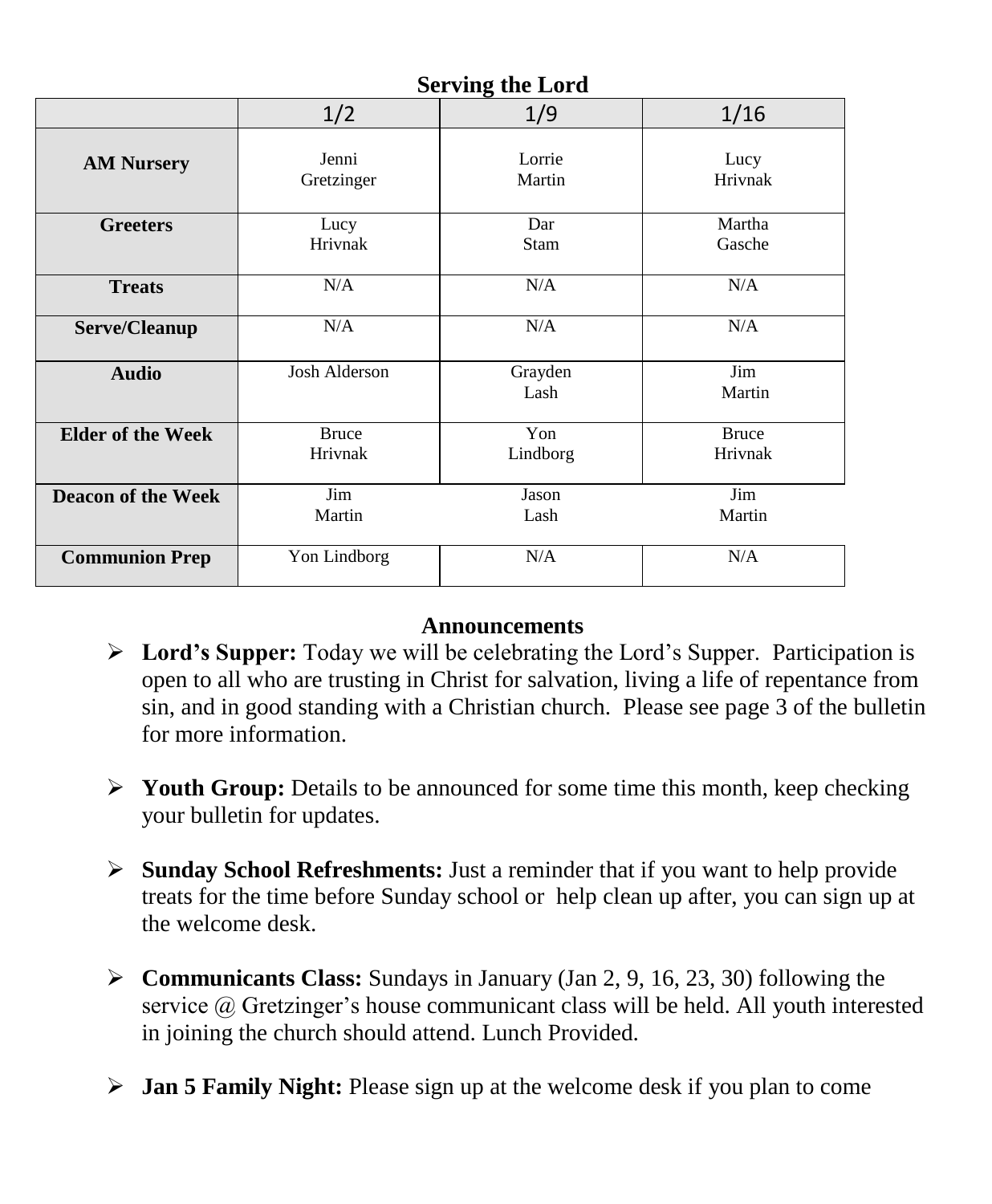## Serving the Lord

| | 1/2 | 1/9 | 1/16 |
|---|---|---|---|
| **AM Nursery** | Jenni Gretzinger | Lorrie Martin | Lucy Hrivnak |
| **Greeters** | Lucy Hrivnak | Dar Stam | Martha Gasche |
| **Treats** | N/A | N/A | N/A |
| **Serve/Cleanup** | N/A | N/A | N/A |
| **Audio** | Josh Alderson | Grayden Lash | Jim Martin |
| **Elder of the Week** | Bruce Hrivnak | Yon Lindborg | Bruce Hrivnak |
| **Deacon of the Week** | Jim Martin | Jason Lash | Jim Martin |
| **Communion Prep** | Yon Lindborg | N/A | N/A |

## Announcements

- **Lord's Supper:** Today we will be celebrating the Lord's Supper. Participation is open to all who are trusting in Christ for salvation, living a life of repentance from sin, and in good standing with a Christian church. Please see page 3 of the bulletin for more information.

- **Youth Group:** Details to be announced for some time this month, keep checking your bulletin for updates.

- **Sunday School Refreshments:** Just a reminder that if you want to help provide treats for the time before Sunday school or help clean up after, you can sign up at the welcome desk.

- **Communicants Class:** Sundays in January (Jan 2, 9, 16, 23, 30) following the service @ Gretzinger's house communicant class will be held. All youth interested in joining the church should attend. Lunch Provided.

- **Jan 5 Family Night:** Please sign up at the welcome desk if you plan to come